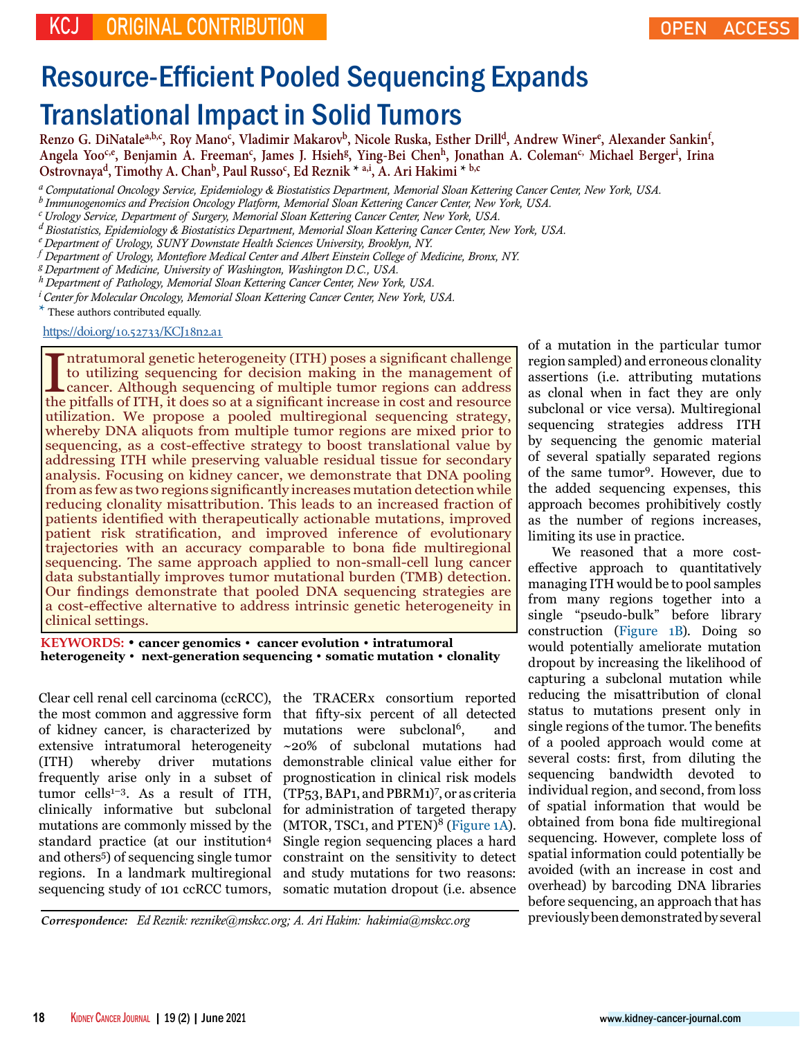KCJ ORIGINAL CONTRIBUTION

OPEN ACCESS

# Resource-Efficient Pooled Sequencing Expands Translational Impact in Solid Tumors

Renzo G. DiNatale[a,b,c], Roy Mano[c], Vladimir Makarov[b], Nicole Ruska, Esther Drill[d], Andrew Winer[e], Alexander Sankin[f], Angela Yoo[c,e], Benjamin A. Freeman[c], James J. Hsieh[g], Ying-Bei Chen[h], Jonathan A. Coleman[c,] Michael Berger[i], Irina Ostrovnaya[d], Timothy A. Chan[b], Paul Russo[c], Ed Reznik * [a,i], A. Ari Hakimi * [b,c]

*[a] Computational Oncology Service, Epidemiology & Biostatistics Department, Memorial Sloan Kettering Cancer Center, New York, USA.*
*[b] Immunogenomics and Precision Oncology Platform, Memorial Sloan Kettering Cancer Center, New York, USA.*
*[c] Urology Service, Department of Surgery, Memorial Sloan Kettering Cancer Center, New York, USA.*
*[d] Biostatistics, Epidemiology & Biostatistics Department, Memorial Sloan Kettering Cancer Center, New York, USA.*
*[e] Department of Urology, SUNY Downstate Health Sciences University, Brooklyn, NY.*
*[f] Department of Urology, Montefiore Medical Center and Albert Einstein College of Medicine, Bronx, NY.*
*[g] Department of Medicine, University of Washington, Washington D.C., USA.*
*[h] Department of Pathology, Memorial Sloan Kettering Cancer Center, New York, USA.*
*[i] Center for Molecular Oncology, Memorial Sloan Kettering Cancer Center, New York, USA.*
\* These authors contributed equally.

https://doi.org/10.52733/KCJ18n2.a1

Intratumoral genetic heterogeneity (ITH) poses a significant challenge to utilizing sequencing for decision making in the management of cancer. Although sequencing of multiple tumor regions can address the pitfalls of ITH, it does so at a significant increase in cost and resource utilization. We propose a pooled multiregional sequencing strategy, whereby DNA aliquots from multiple tumor regions are mixed prior to sequencing, as a cost-effective strategy to boost translational value by addressing ITH while preserving valuable residual tissue for secondary analysis. Focusing on kidney cancer, we demonstrate that DNA pooling from as few as two regions significantly increases mutation detection while reducing clonality misattribution. This leads to an increased fraction of patients identified with therapeutically actionable mutations, improved patient risk stratification, and improved inference of evolutionary trajectories with an accuracy comparable to bona fide multiregional sequencing. The same approach applied to non-small-cell lung cancer data substantially improves tumor mutational burden (TMB) detection. Our findings demonstrate that pooled DNA sequencing strategies are a cost-effective alternative to address intrinsic genetic heterogeneity in clinical settings.

**KEYWORDS: • cancer genomics • cancer evolution • intratumoral heterogeneity • next-generation sequencing • somatic mutation • clonality**

Clear cell renal cell carcinoma (ccRCC), the most common and aggressive form of kidney cancer, is characterized by extensive intratumoral heterogeneity (ITH) whereby driver mutations frequently arise only in a subset of tumor cells[1–3]. As a result of ITH, clinically informative but subclonal mutations are commonly missed by the standard practice (at our institution[4] and others[5]) of sequencing single tumor regions. In a landmark multiregional sequencing study of 101 ccRCC tumors, the TRACERx consortium reported that fifty-six percent of all detected mutations were subclonal[6], and ~20% of subclonal mutations had demonstrable clinical value either for prognostication in clinical risk models (TP53, BAP1, and PBRM1)[7], or as criteria for administration of targeted therapy (MTOR, TSC1, and PTEN)[8] (Figure 1A). Single region sequencing places a hard constraint on the sensitivity to detect and study mutations for two reasons: somatic mutation dropout (i.e. absence of a mutation in the particular tumor region sampled) and erroneous clonality assertions (i.e. attributing mutations as clonal when in fact they are only subclonal or vice versa). Multiregional sequencing strategies address ITH by sequencing the genomic material of several spatially separated regions of the same tumor[9]. However, due to the added sequencing expenses, this approach becomes prohibitively costly as the number of regions increases, limiting its use in practice.

We reasoned that a more cost-effective approach to quantitatively managing ITH would be to pool samples from many regions together into a single "pseudo-bulk" before library construction (Figure 1B). Doing so would potentially ameliorate mutation dropout by increasing the likelihood of capturing a subclonal mutation while reducing the misattribution of clonal status to mutations present only in single regions of the tumor. The benefits of a pooled approach would come at several costs: first, from diluting the sequencing bandwidth devoted to individual region, and second, from loss of spatial information that would be obtained from bona fide multiregional sequencing. However, complete loss of spatial information could potentially be avoided (with an increase in cost and overhead) by barcoding DNA libraries before sequencing, an approach that has previously been demonstrated by several

*Correspondence: Ed Reznik: reznike@mskcc.org; A. Ari Hakim: hakimia@mskcc.org*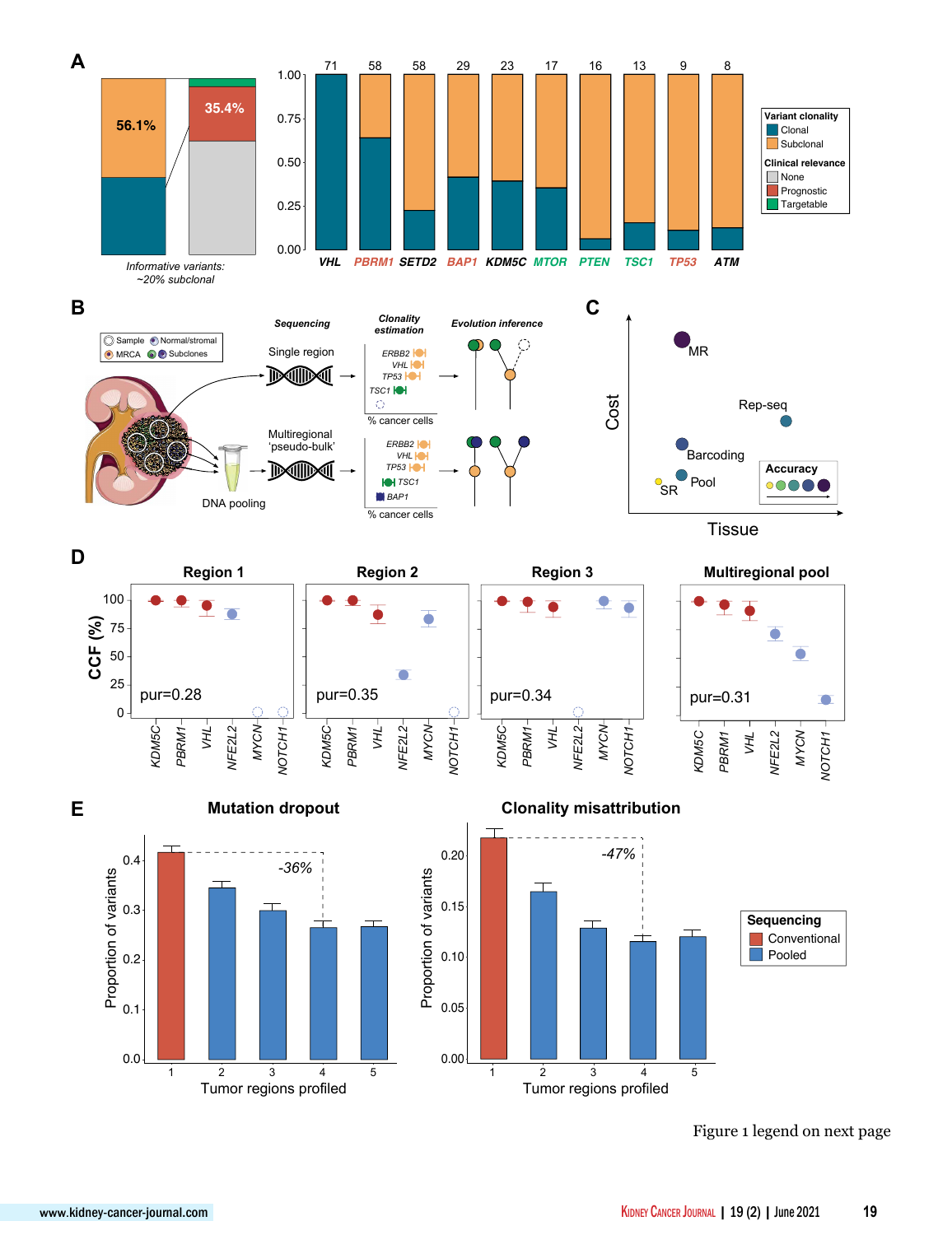A

56.1%

35.4%

Informative variants:
~20% subclonal

1.00
0.75
0.50
0.25
0.00

71 58 58 29 23 17 16 13 9 8

VHL PBRM1 SETD2 BAP1 KDM5C MTOR PTEN TSC1 TP53 ATM

Variant clonality
Clonal
Subclonal

Clinical relevance
None
Prognostic
Targetable

B

Sample
Normal/stromal
MRCA
Subclones

Sequencing

Clonality estimation

Evolution inference

Single region

ERBB2
VHL
TP53
TSC1

% cancer cells

Multiregional 'pseudo-bulk'

DNA pooling

ERBB2
VHL
TP53
TSC1
BAP1

% cancer cells

C

Cost

MR

Rep-seq

Barcoding

Pool

SR

Accuracy

Tissue

D

Region 1

Region 2

Region 3

Multiregional pool

CCF (%)

100
75
50
25
0

pur=0.28

pur=0.35

pur=0.34

pur=0.31

KDM5C PBRM1 VHL NFE2L2 MYCN NOTCH1

E

Mutation dropout

Proportion of variants

0.4
0.3
0.2
0.1
0.0

-36%

1 2 3 4 5

Tumor regions profiled

Clonality misattribution

0.20
0.15
0.10
0.05
0.00

-47%

1 2 3 4 5

Tumor regions profiled

Sequencing
Conventional
Pooled

Figure 1 legend on next page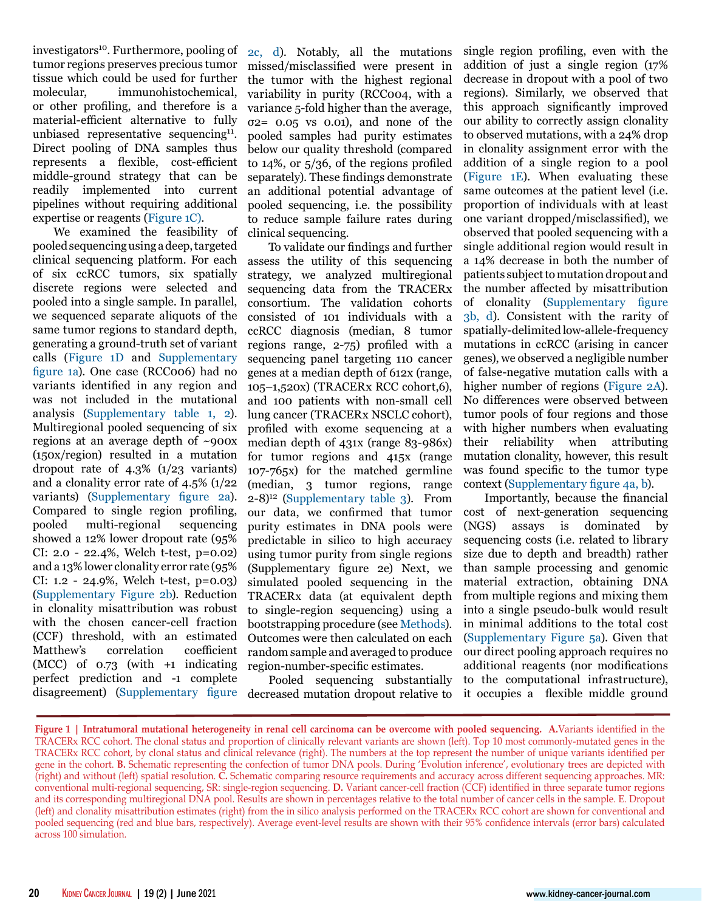investigators[10]. Furthermore, pooling of tumor regions preserves precious tumor tissue which could be used for further molecular, immunohistochemical, or other profiling, and therefore is a material-efficient alternative to fully unbiased representative sequencing[11]. Direct pooling of DNA samples thus represents a flexible, cost-efficient middle-ground strategy that can be readily implemented into current pipelines without requiring additional expertise or reagents (Figure 1C).

We examined the feasibility of pooled sequencing using a deep, targeted clinical sequencing platform. For each of six ccRCC tumors, six spatially discrete regions were selected and pooled into a single sample. In parallel, we sequenced separate aliquots of the same tumor regions to standard depth, generating a ground-truth set of variant calls (Figure 1D and Supplementary figure 1a). One case (RCC006) had no variants identified in any region and was not included in the mutational analysis (Supplementary table 1, 2). Multiregional pooled sequencing of six regions at an average depth of ~900x (150x/region) resulted in a mutation dropout rate of 4.3% (1/23 variants) and a clonality error rate of 4.5% (1/22 variants) (Supplementary figure 2a). Compared to single region profiling, pooled multi-regional sequencing showed a 12% lower dropout rate (95% CI: 2.0 - 22.4%, Welch t-test, p=0.02) and a 13% lower clonality error rate (95% CI: 1.2 - 24.9%, Welch t-test, p=0.03) (Supplementary Figure 2b). Reduction in clonality misattribution was robust with the chosen cancer-cell fraction (CCF) threshold, with an estimated Matthew's correlation coefficient (MCC) of 0.73 (with +1 indicating perfect prediction and -1 complete disagreement) (Supplementary figure 2c, d). Notably, all the mutations missed/misclassified were present in the tumor with the highest regional variability in purity (RCC004, with a variance 5-fold higher than the average, $\sigma^2$= 0.05 vs 0.01), and none of the pooled samples had purity estimates below our quality threshold (compared to 14%, or 5/36, of the regions profiled separately). These findings demonstrate an additional potential advantage of pooled sequencing, i.e. the possibility to reduce sample failure rates during clinical sequencing.

To validate our findings and further assess the utility of this sequencing strategy, we analyzed multiregional sequencing data from the TRACERx consortium. The validation cohorts consisted of 101 individuals with a ccRCC diagnosis (median, 8 tumor regions range, 2-75) profiled with a sequencing panel targeting 110 cancer genes at a median depth of 612x (range, 105–1,520x) (TRACERx RCC cohort,6), and 100 patients with non-small cell lung cancer (TRACERx NSCLC cohort), profiled with exome sequencing at a median depth of 431x (range 83-986x) for tumor regions and 415x (range 107-765x) for the matched germline (median, 3 tumor regions, range 2-8)[12] (Supplementary table 3). From our data, we confirmed that tumor purity estimates in DNA pools were predictable in silico to high accuracy using tumor purity from single regions (Supplementary figure 2e) Next, we simulated pooled sequencing in the TRACERx data (at equivalent depth to single-region sequencing) using a bootstrapping procedure (see Methods). Outcomes were then calculated on each random sample and averaged to produce region-number-specific estimates.

Pooled sequencing substantially decreased mutation dropout relative to single region profiling, even with the addition of just a single region (17% decrease in dropout with a pool of two regions). Similarly, we observed that this approach significantly improved our ability to correctly assign clonality to observed mutations, with a 24% drop in clonality assignment error with the addition of a single region to a pool (Figure 1E). When evaluating these same outcomes at the patient level (i.e. proportion of individuals with at least one variant dropped/misclassified), we observed that pooled sequencing with a single additional region would result in a 14% decrease in both the number of patients subject to mutation dropout and the number affected by misattribution of clonality (Supplementary figure 3b, d). Consistent with the rarity of spatially-delimited low-allele-frequency mutations in ccRCC (arising in cancer genes), we observed a negligible number of false-negative mutation calls with a higher number of regions (Figure 2A). No differences were observed between tumor pools of four regions and those with higher numbers when evaluating their reliability when attributing mutation clonality, however, this result was found specific to the tumor type context (Supplementary figure 4a, b).

Importantly, because the financial cost of next-generation sequencing (NGS) assays is dominated by sequencing costs (i.e. related to library size due to depth and breadth) rather than sample processing and genomic material extraction, obtaining DNA from multiple regions and mixing them into a single pseudo-bulk would result in minimal additions to the total cost (Supplementary Figure 5a). Given that our direct pooling approach requires no additional reagents (nor modifications to the computational infrastructure), it occupies a flexible middle ground

**Figure 1 | Intratumoral mutational heterogeneity in renal cell carcinoma can be overcome with pooled sequencing. A.** Variants identified in the TRACERx RCC cohort. The clonal status and proportion of clinically relevant variants are shown (left). Top 10 most commonly-mutated genes in the TRACERx RCC cohort, by clonal status and clinical relevance (right). The numbers at the top represent the number of unique variants identified per gene in the cohort. **B.** Schematic representing the confection of tumor DNA pools. During 'Evolution inference', evolutionary trees are depicted with (right) and without (left) spatial resolution. **C.** Schematic comparing resource requirements and accuracy across different sequencing approaches. MR: conventional multi-regional sequencing, SR: single-region sequencing. **D.** Variant cancer-cell fraction (CCF) identified in three separate tumor regions and its corresponding multiregional DNA pool. Results are shown in percentages relative to the total number of cancer cells in the sample. **E.** Dropout (left) and clonality misattribution estimates (right) from the in silico analysis performed on the TRACERx RCC cohort are shown for conventional and pooled sequencing (red and blue bars, respectively). Average event-level results are shown with their 95% confidence intervals (error bars) calculated across 100 simulation.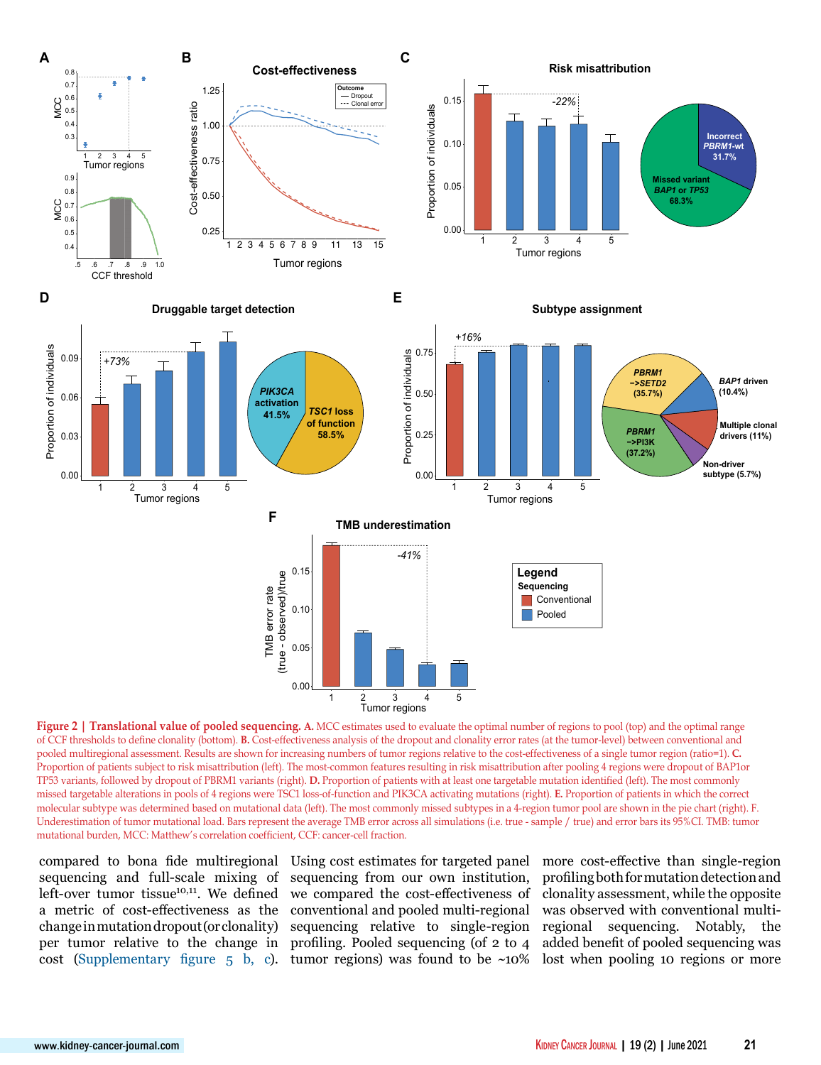A

0.8
0.7
0.6
0.5
0.4
0.3
MCC
1 2 3 4 5
Tumor regions

0.9
0.8
0.7
0.6
0.5
0.4
MCC
.5 .6 .7 .8 .9 1.0
CCF threshold

B

Cost-effectiveness

Outcome
— Dropout
--- Clonal error

1.25
1.00
0.75
0.50
0.25
Cost-effectiveness ratio
1 2 3 4 5 6 7 8 9 11 13 15
Tumor regions

C

Risk misattribution

-22%
0.15
0.10
0.05
0.00
Proportion of individuals
1 2 3 4 5
Tumor regions

Incorrect *PBRM1*-wt 31.7%
Missed variant *BAP1* or *TP53* 68.3%

D

Druggable target detection

+73%
0.09
0.06
0.03
0.00
Proportion of individuals
1 2 3 4 5
Tumor regions

*PIK3CA* activation 41.5%
*TSC1* loss of function 58.5%

E

Subtype assignment

+16%
0.75
0.50
0.25
0.00
Proportion of individuals
1 2 3 4 5
Tumor regions

*PBRM1* ->*SETD2* (35.7%)
*BAP1* driven (10.4%)
Multiple clonal drivers (11%)
Non-driver subtype (5.7%)
*PBRM1* ->PI3K (37.2%)

F

TMB underestimation

-41%
0.15
0.10
0.05
0.00
TMB error rate (true - observed)/true
1 2 3 4 5
Tumor regions

Legend
Sequencing
Conventional
Pooled

**Figure 2 | Translational value of pooled sequencing. A.** MCC estimates used to evaluate the optimal number of regions to pool (top) and the optimal range of CCF thresholds to define clonality (bottom). **B.** Cost-effectiveness analysis of the dropout and clonality error rates (at the tumor-level) between conventional and pooled multiregional assessment. Results are shown for increasing numbers of tumor regions relative to the cost-effectiveness of a single tumor region (ratio=1). **C.** Proportion of patients subject to risk misattribution (left). The most-common features resulting in risk misattribution after pooling 4 regions were dropout of BAP1or TP53 variants, followed by dropout of PBRM1 variants (right). **D.** Proportion of patients with at least one targetable mutation identified (left). The most commonly missed targetable alterations in pools of 4 regions were TSC1 loss-of-function and PIK3CA activating mutations (right). **E.** Proportion of patients in which the correct molecular subtype was determined based on mutational data (left). The most commonly missed subtypes in a 4-region tumor pool are shown in the pie chart (right). **F.** Underestimation of tumor mutational load. Bars represent the average TMB error across all simulations (i.e. true - sample / true) and error bars its 95%CI. TMB: tumor mutational burden, MCC: Matthew's correlation coefficient, CCF: cancer-cell fraction.

compared to bona fide multiregional sequencing and full-scale mixing of left-over tumor tissue[10,11]. We defined a metric of cost-effectiveness as the change in mutation dropout (or clonality) per tumor relative to the change in cost (Supplementary figure 5 b, c). Using cost estimates for targeted panel sequencing from our own institution, we compared the cost-effectiveness of conventional and pooled multi-regional sequencing relative to single-region profiling. Pooled sequencing (of 2 to 4 tumor regions) was found to be ~10% more cost-effective than single-region profiling both for mutation detection and clonality assessment, while the opposite was observed with conventional multi-regional sequencing. Notably, the added benefit of pooled sequencing was lost when pooling 10 regions or more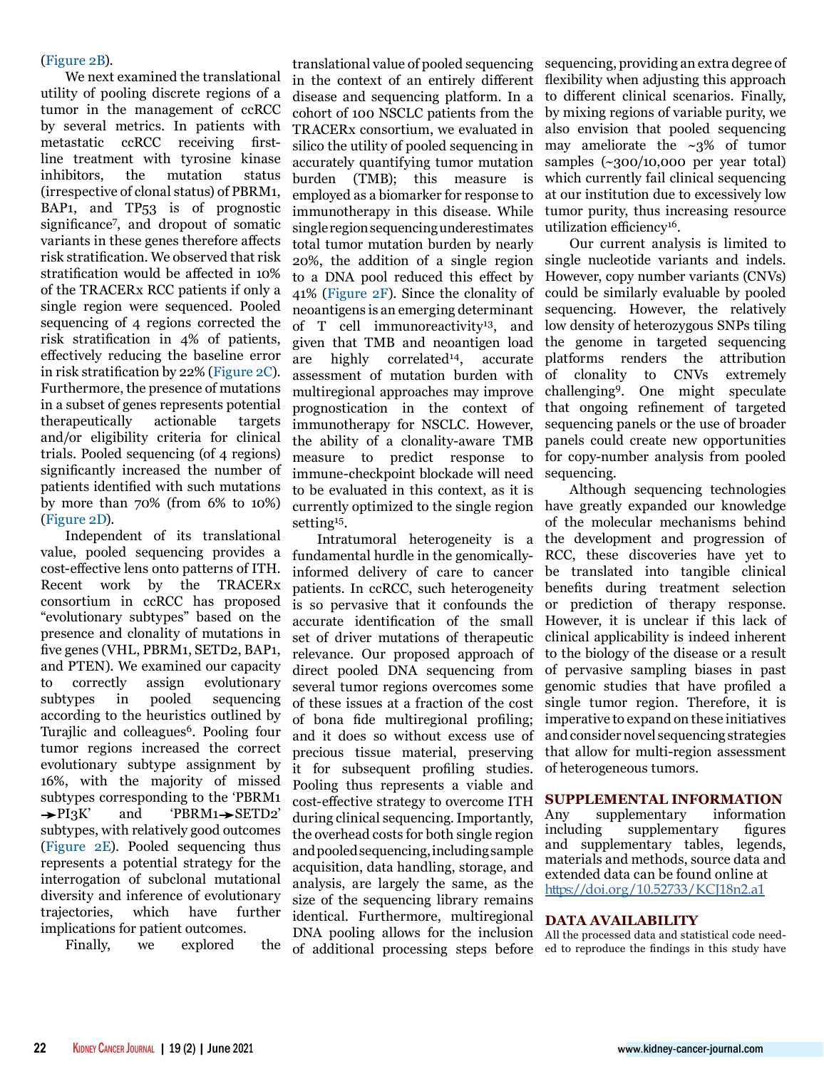(Figure 2B).

We next examined the translational utility of pooling discrete regions of a tumor in the management of ccRCC by several metrics. In patients with metastatic ccRCC receiving first-line treatment with tyrosine kinase inhibitors, the mutation status (irrespective of clonal status) of PBRM1, BAP1, and TP53 is of prognostic significance[7], and dropout of somatic variants in these genes therefore affects risk stratification. We observed that risk stratification would be affected in 10% of the TRACERx RCC patients if only a single region were sequenced. Pooled sequencing of 4 regions corrected the risk stratification in 4% of patients, effectively reducing the baseline error in risk stratification by 22% (Figure 2C). Furthermore, the presence of mutations in a subset of genes represents potential therapeutically actionable targets and/or eligibility criteria for clinical trials. Pooled sequencing (of 4 regions) significantly increased the number of patients identified with such mutations by more than 70% (from 6% to 10%) (Figure 2D).

Independent of its translational value, pooled sequencing provides a cost-effective lens onto patterns of ITH. Recent work by the TRACERx consortium in ccRCC has proposed "evolutionary subtypes" based on the presence and clonality of mutations in five genes (VHL, PBRM1, SETD2, BAP1, and PTEN). We examined our capacity to correctly assign evolutionary subtypes in pooled sequencing according to the heuristics outlined by Turajlic and colleagues[6]. Pooling four tumor regions increased the correct evolutionary subtype assignment by 16%, with the majority of missed subtypes corresponding to the 'PBRM1 →PI3K' and 'PBRM1→SETD2' subtypes, with relatively good outcomes (Figure 2E). Pooled sequencing thus represents a potential strategy for the interrogation of subclonal mutational diversity and inference of evolutionary trajectories, which have further implications for patient outcomes.

Finally, we explored the translational value of pooled sequencing in the context of an entirely different disease and sequencing platform. In a cohort of 100 NSCLC patients from the TRACERx consortium, we evaluated in silico the utility of pooled sequencing in accurately quantifying tumor mutation burden (TMB); this measure is employed as a biomarker for response to immunotherapy in this disease. While single region sequencing underestimates total tumor mutation burden by nearly 20%, the addition of a single region to a DNA pool reduced this effect by 41% (Figure 2F). Since the clonality of neoantigens is an emerging determinant of T cell immunoreactivity[13], and given that TMB and neoantigen load are highly correlated[14], accurate assessment of mutation burden with multiregional approaches may improve prognostication in the context of immunotherapy for NSCLC. However, the ability of a clonality-aware TMB measure to predict response to immune-checkpoint blockade will need to be evaluated in this context, as it is currently optimized to the single region setting[15].

Intratumoral heterogeneity is a fundamental hurdle in the genomically-informed delivery of care to cancer patients. In ccRCC, such heterogeneity is so pervasive that it confounds the accurate identification of the small set of driver mutations of therapeutic relevance. Our proposed approach of direct pooled DNA sequencing from several tumor regions overcomes some of these issues at a fraction of the cost of bona fide multiregional profiling; and it does so without excess use of precious tissue material, preserving it for subsequent profiling studies. Pooling thus represents a viable and cost-effective strategy to overcome ITH during clinical sequencing. Importantly, the overhead costs for both single region and pooled sequencing, including sample acquisition, data handling, storage, and analysis, are largely the same, as the size of the sequencing library remains identical. Furthermore, multiregional DNA pooling allows for the inclusion of additional processing steps before sequencing, providing an extra degree of flexibility when adjusting this approach to different clinical scenarios. Finally, by mixing regions of variable purity, we also envision that pooled sequencing may ameliorate the ~3% of tumor samples (~300/10,000 per year total) which currently fail clinical sequencing at our institution due to excessively low tumor purity, thus increasing resource utilization efficiency[16].

Our current analysis is limited to single nucleotide variants and indels. However, copy number variants (CNVs) could be similarly evaluable by pooled sequencing. However, the relatively low density of heterozygous SNPs tiling the genome in targeted sequencing platforms renders the attribution of clonality to CNVs extremely challenging[9]. One might speculate that ongoing refinement of targeted sequencing panels or the use of broader panels could create new opportunities for copy-number analysis from pooled sequencing.

Although sequencing technologies have greatly expanded our knowledge of the molecular mechanisms behind the development and progression of RCC, these discoveries have yet to be translated into tangible clinical benefits during treatment selection or prediction of therapy response. However, it is unclear if this lack of clinical applicability is indeed inherent to the biology of the disease or a result of pervasive sampling biases in past genomic studies that have profiled a single tumor region. Therefore, it is imperative to expand on these initiatives and consider novel sequencing strategies that allow for multi-region assessment of heterogeneous tumors.

## SUPPLEMENTAL INFORMATION

Any supplementary information including supplementary figures and supplementary tables, legends, materials and methods, source data and extended data can be found online at https://doi.org/10.52733/KCJ18n2.a1

## DATA AVAILABILITY

All the processed data and statistical code needed to reproduce the findings in this study have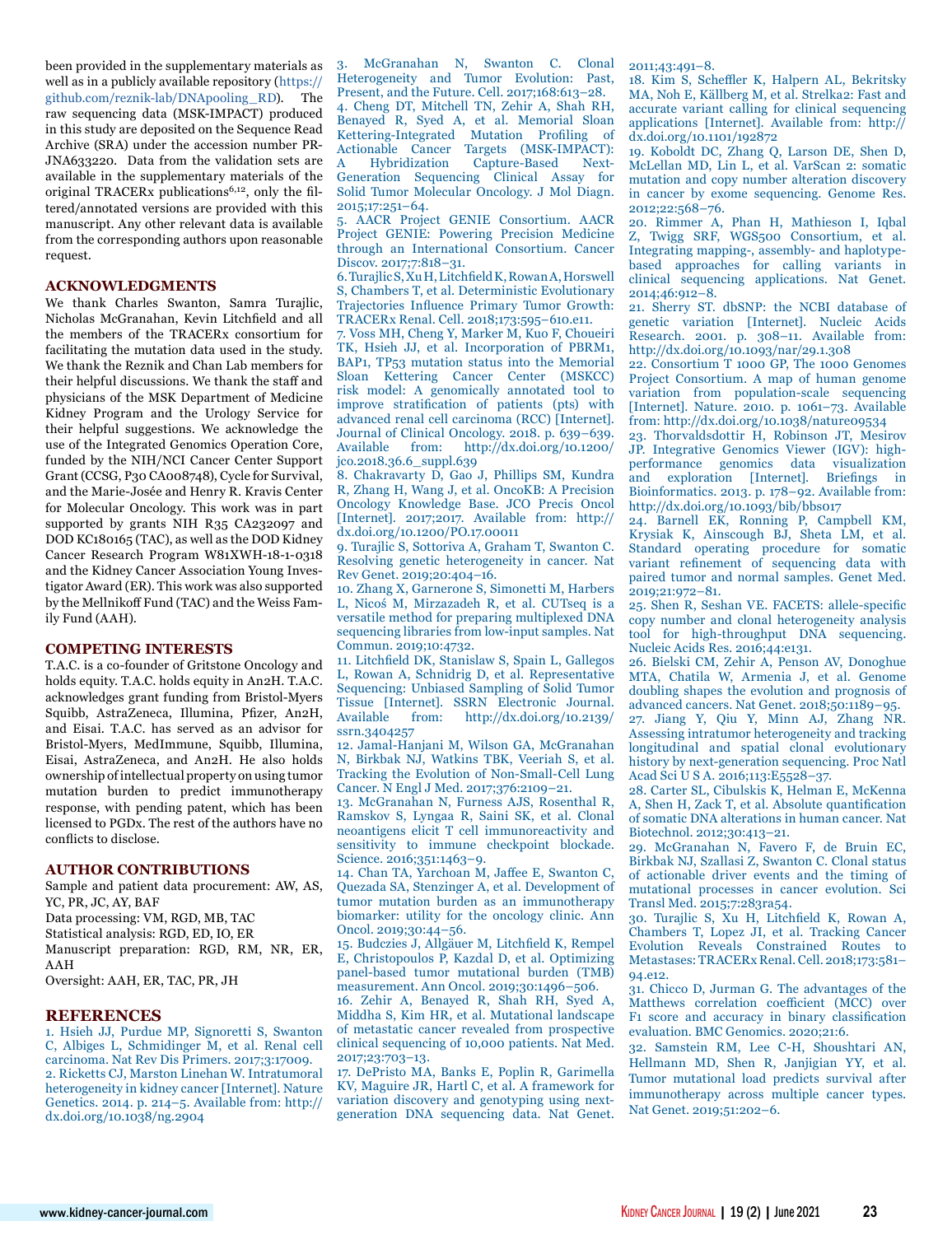been provided in the supplementary materials as well as in a publicly available repository (https://github.com/reznik-lab/DNApooling_RD). The raw sequencing data (MSK-IMPACT) produced in this study are deposited on the Sequence Read Archive (SRA) under the accession number PRJNA633220. Data from the validation sets are available in the supplementary materials of the original TRACERx publications[6,12], only the filtered/annotated versions are provided with this manuscript. Any other relevant data is available from the corresponding authors upon reasonable request.

## ACKNOWLEDGMENTS

We thank Charles Swanton, Samra Turajlic, Nicholas McGranahan, Kevin Litchfield and all the members of the TRACERx consortium for facilitating the mutation data used in the study. We thank the Reznik and Chan Lab members for their helpful discussions. We thank the staff and physicians of the MSK Department of Medicine Kidney Program and the Urology Service for their helpful suggestions. We acknowledge the use of the Integrated Genomics Operation Core, funded by the NIH/NCI Cancer Center Support Grant (CCSG, P30 CA008748), Cycle for Survival, and the Marie-Josée and Henry R. Kravis Center for Molecular Oncology. This work was in part supported by grants NIH R35 CA232097 and DOD KC180165 (TAC), as well as the DOD Kidney Cancer Research Program W81XWH-18-1-0318 and the Kidney Cancer Association Young Investigator Award (ER). This work was also supported by the Mellnikoff Fund (TAC) and the Weiss Family Fund (AAH).

## COMPETING INTERESTS

T.A.C. is a co-founder of Gritstone Oncology and holds equity. T.A.C. holds equity in An2H. T.A.C. acknowledges grant funding from Bristol-Myers Squibb, AstraZeneca, Illumina, Pfizer, An2H, and Eisai. T.A.C. has served as an advisor for Bristol-Myers, MedImmune, Squibb, Illumina, Eisai, AstraZeneca, and An2H. He also holds ownership of intellectual property on using tumor mutation burden to predict immunotherapy response, with pending patent, which has been licensed to PGDx. The rest of the authors have no conflicts to disclose.

## AUTHOR CONTRIBUTIONS

Sample and patient data procurement: AW, AS, YC, PR, JC, AY, BAF
Data processing: VM, RGD, MB, TAC
Statistical analysis: RGD, ED, IO, ER
Manuscript preparation: RGD, RM, NR, ER, AAH
Oversight: AAH, ER, TAC, PR, JH

## REFERENCES

1. Hsieh JJ, Purdue MP, Signoretti S, Swanton C, Albiges L, Schmidinger M, et al. Renal cell carcinoma. Nat Rev Dis Primers. 2017;3:17009.
2. Ricketts CJ, Marston Linehan W. Intratumoral heterogeneity in kidney cancer [Internet]. Nature Genetics. 2014. p. 214–5. Available from: http://dx.doi.org/10.1038/ng.2904
3. McGranahan N, Swanton C. Clonal Heterogeneity and Tumor Evolution: Past, Present, and the Future. Cell. 2017;168:613–28.
4. Cheng DT, Mitchell TN, Zehir A, Shah RH, Benayed R, Syed A, et al. Memorial Sloan Kettering-Integrated Mutation Profiling of Actionable Cancer Targets (MSK-IMPACT): A Hybridization Capture-Based Next-Generation Sequencing Clinical Assay for Solid Tumor Molecular Oncology. J Mol Diagn. 2015;17:251–64.
5. AACR Project GENIE Consortium. AACR Project GENIE: Powering Precision Medicine through an International Consortium. Cancer Discov. 2017;7:818–31.
6. Turajlic S, Xu H, Litchfield K, Rowan A, Horswell S, Chambers T, et al. Deterministic Evolutionary Trajectories Influence Primary Tumor Growth: TRACERx Renal. Cell. 2018;173:595–610.e11.
7. Voss MH, Cheng Y, Marker M, Kuo F, Choueiri TK, Hsieh JJ, et al. Incorporation of PBRM1, BAP1, TP53 mutation status into the Memorial Sloan Kettering Cancer Center (MSKCC) risk model: A genomically annotated tool to improve stratification of patients (pts) with advanced renal cell carcinoma (RCC) [Internet]. Journal of Clinical Oncology. 2018. p. 639–639. Available from: http://dx.doi.org/10.1200/jco.2018.36.6_suppl.639
8. Chakravarty D, Gao J, Phillips SM, Kundra R, Zhang H, Wang J, et al. OncoKB: A Precision Oncology Knowledge Base. JCO Precis Oncol [Internet]. 2017;2017. Available from: http://dx.doi.org/10.1200/PO.17.00011
9. Turajlic S, Sottoriva A, Graham T, Swanton C. Resolving genetic heterogeneity in cancer. Nat Rev Genet. 2019;20:404–16.
10. Zhang X, Garnerone S, Simonetti M, Harbers L, Nicoś M, Mirzazadeh R, et al. CUTseq is a versatile method for preparing multiplexed DNA sequencing libraries from low-input samples. Nat Commun. 2019;10:4732.
11. Litchfield DK, Stanislaw S, Spain L, Gallegos L, Rowan A, Schnidrig D, et al. Representative Sequencing: Unbiased Sampling of Solid Tumor Tissue [Internet]. SSRN Electronic Journal. Available from: http://dx.doi.org/10.2139/ssrn.3404257
12. Jamal-Hanjani M, Wilson GA, McGranahan N, Birkbak NJ, Watkins TBK, Veeriah S, et al. Tracking the Evolution of Non-Small-Cell Lung Cancer. N Engl J Med. 2017;376:2109–21.
13. McGranahan N, Furness AJS, Rosenthal R, Ramskov S, Lyngaa R, Saini SK, et al. Clonal neoantigens elicit T cell immunoreactivity and sensitivity to immune checkpoint blockade. Science. 2016;351:1463–9.
14. Chan TA, Yarchoan M, Jaffee E, Swanton C, Quezada SA, Stenzinger A, et al. Development of tumor mutation burden as an immunotherapy biomarker: utility for the oncology clinic. Ann Oncol. 2019;30:44–56.
15. Budczies J, Allgäuer M, Litchfield K, Rempel E, Christopoulos P, Kazdal D, et al. Optimizing panel-based tumor mutational burden (TMB) measurement. Ann Oncol. 2019;30:1496–506.
16. Zehir A, Benayed R, Shah RH, Syed A, Middha S, Kim HR, et al. Mutational landscape of metastatic cancer revealed from prospective clinical sequencing of 10,000 patients. Nat Med. 2017;23:703–13.
17. DePristo MA, Banks E, Poplin R, Garimella KV, Maguire JR, Hartl C, et al. A framework for variation discovery and genotyping using next-generation DNA sequencing data. Nat Genet. 2011;43:491–8.
18. Kim S, Scheffler K, Halpern AL, Bekritsky MA, Noh E, Källberg M, et al. Strelka2: Fast and accurate variant calling for clinical sequencing applications [Internet]. Available from: http://dx.doi.org/10.1101/192872
19. Koboldt DC, Zhang Q, Larson DE, Shen D, McLellan MD, Lin L, et al. VarScan 2: somatic mutation and copy number alteration discovery in cancer by exome sequencing. Genome Res. 2012;22:568–76.
20. Rimmer A, Phan H, Mathieson I, Iqbal Z, Twigg SRF, WGS500 Consortium, et al. Integrating mapping-, assembly- and haplotype-based approaches for calling variants in clinical sequencing applications. Nat Genet. 2014;46:912–8.
21. Sherry ST. dbSNP: the NCBI database of genetic variation [Internet]. Nucleic Acids Research. 2001. p. 308–11. Available from: http://dx.doi.org/10.1093/nar/29.1.308
22. Consortium T 1000 GP, The 1000 Genomes Project Consortium. A map of human genome variation from population-scale sequencing [Internet]. Nature. 2010. p. 1061–73. Available from: http://dx.doi.org/10.1038/nature09534
23. Thorvaldsdottir H, Robinson JT, Mesirov JP. Integrative Genomics Viewer (IGV): high-performance genomics data visualization and exploration [Internet]. Briefings in Bioinformatics. 2013. p. 178–92. Available from: http://dx.doi.org/10.1093/bib/bbs017
24. Barnell EK, Ronning P, Campbell KM, Krysiak K, Ainscough BJ, Sheta LM, et al. Standard operating procedure for somatic variant refinement of sequencing data with paired tumor and normal samples. Genet Med. 2019;21:972–81.
25. Shen R, Seshan VE. FACETS: allele-specific copy number and clonal heterogeneity analysis tool for high-throughput DNA sequencing. Nucleic Acids Res. 2016;44:e131.
26. Bielski CM, Zehir A, Penson AV, Donoghue MTA, Chatila W, Armenia J, et al. Genome doubling shapes the evolution and prognosis of advanced cancers. Nat Genet. 2018;50:1189–95.
27. Jiang Y, Qiu Y, Minn AJ, Zhang NR. Assessing intratumor heterogeneity and tracking longitudinal and spatial clonal evolutionary history by next-generation sequencing. Proc Natl Acad Sci U S A. 2016;113:E5528–37.
28. Carter SL, Cibulskis K, Helman E, McKenna A, Shen H, Zack T, et al. Absolute quantification of somatic DNA alterations in human cancer. Nat Biotechnol. 2012;30:413–21.
29. McGranahan N, Favero F, de Bruin EC, Birkbak NJ, Szallasi Z, Swanton C. Clonal status of actionable driver events and the timing of mutational processes in cancer evolution. Sci Transl Med. 2015;7:283ra54.
30. Turajlic S, Xu H, Litchfield K, Rowan A, Chambers T, Lopez JI, et al. Tracking Cancer Evolution Reveals Constrained Routes to Metastases: TRACERx Renal. Cell. 2018;173:581–94.e12.
31. Chicco D, Jurman G. The advantages of the Matthews correlation coefficient (MCC) over F1 score and accuracy in binary classification evaluation. BMC Genomics. 2020;21:6.
32. Samstein RM, Lee C-H, Shoushtari AN, Hellmann MD, Shen R, Janjigian YY, et al. Tumor mutational load predicts survival after immunotherapy across multiple cancer types. Nat Genet. 2019;51:202–6.